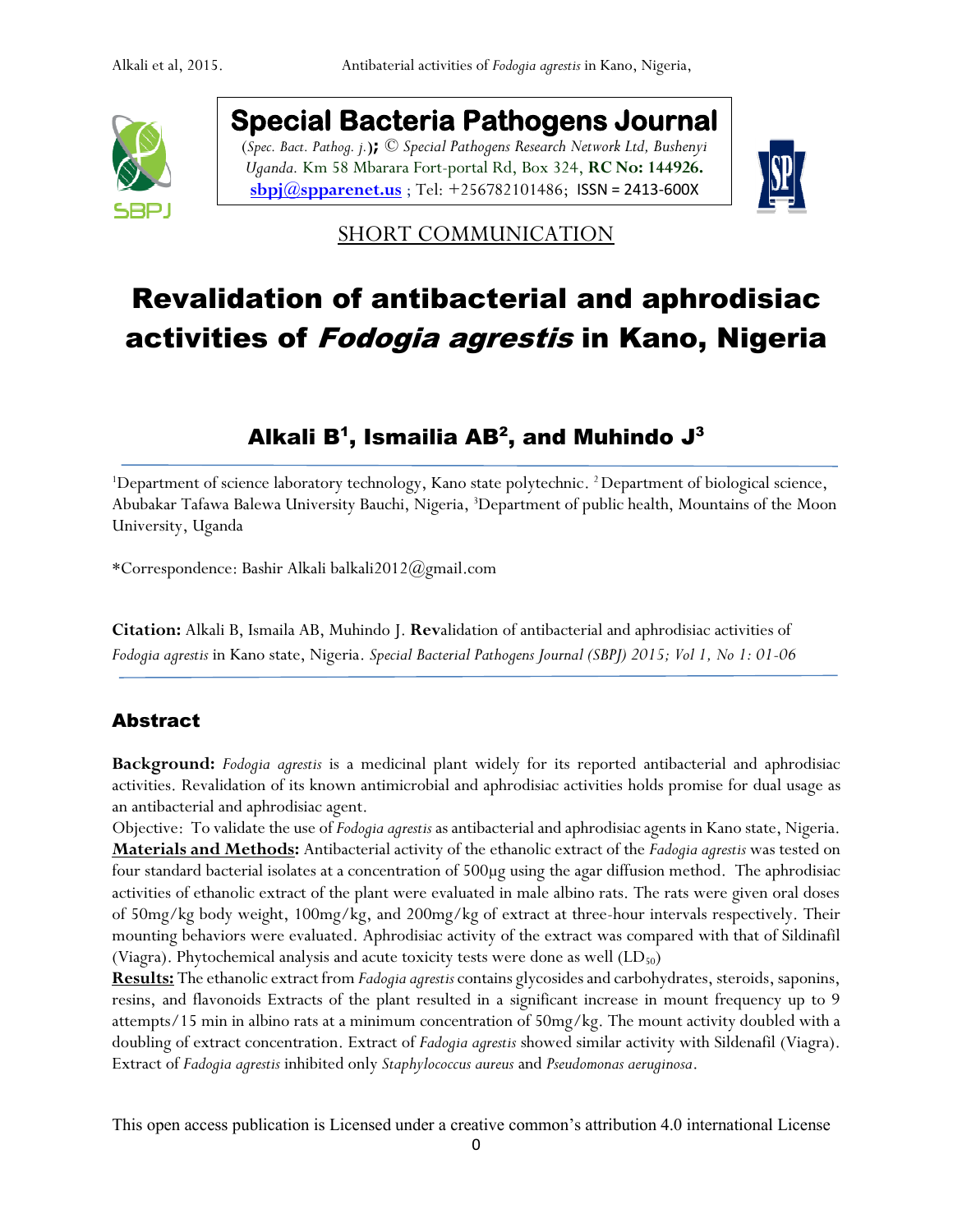**Special Bacteria Pathogens Journal**

(*Spec. Bact. Pathog. j.*); © *Special Pathogens Research Network Ltd, Bushenyi Uganda.* Km 58 Mbarara Fort-portal Rd, Box 324, **RC No: 144926.** sbpj@spparenet.us ; Tel: +256782101486; ISSN = 2413-600X

SHORT COMMUNICATION

# Revalidation of antibacterial and aphrodisiac activities of *Fodogia agrestis* in Kano, Nigeria

## Alkali B[1], Ismailia AB[2], and Muhindo J[3]

[1]Department of science laboratory technology, Kano state polytechnic. [2]Department of biological science, Abubakar Tafawa Balewa University Bauchi, Nigeria, [3]Department of public health, Mountains of the Moon University, Uganda

*Correspondence: Bashir Alkali balkali2012@gmail.com

**Citation:** Alkali B, Ismaila AB, Muhindo J. **Rev**alidation of antibacterial and aphrodisiac activities of *Fodogia agrestis* in Kano state, Nigeria. *Special Bacterial Pathogens Journal (SBPJ) 2015; Vol 1, No 1: 01-06*

## Abstract

**Background:** *Fodogia agrestis* is a medicinal plant widely for its reported antibacterial and aphrodisiac activities. Revalidation of its known antimicrobial and aphrodisiac activities holds promise for dual usage as an antibacterial and aphrodisiac agent.

Objective: To validate the use of *Fodogia agrestis* as antibacterial and aphrodisiac agents in Kano state, Nigeria.

**Materials and Methods:** Antibacterial activity of the ethanolic extract of the *Fadogia agrestis* was tested on four standard bacterial isolates at a concentration of 500μg using the agar diffusion method. The aphrodisiac activities of ethanolic extract of the plant were evaluated in male albino rats. The rats were given oral doses of 50mg/kg body weight, 100mg/kg, and 200mg/kg of extract at three-hour intervals respectively. Their mounting behaviors were evaluated. Aphrodisiac activity of the extract was compared with that of Sildinafil (Viagra). Phytochemical analysis and acute toxicity tests were done as well ($LD_{50}$)

**Results:** The ethanolic extract from *Fadogia agrestis* contains glycosides and carbohydrates, steroids, saponins, resins, and flavonoids Extracts of the plant resulted in a significant increase in mount frequency up to 9 attempts/15 min in albino rats at a minimum concentration of 50mg/kg. The mount activity doubled with a doubling of extract concentration. Extract of *Fadogia agrestis* showed similar activity with Sildenafil (Viagra). Extract of *Fadogia agrestis* inhibited only *Staphylococcus aureus* and *Pseudomonas aeruginosa*.

This open access publication is Licensed under a creative common's attribution 4.0 international License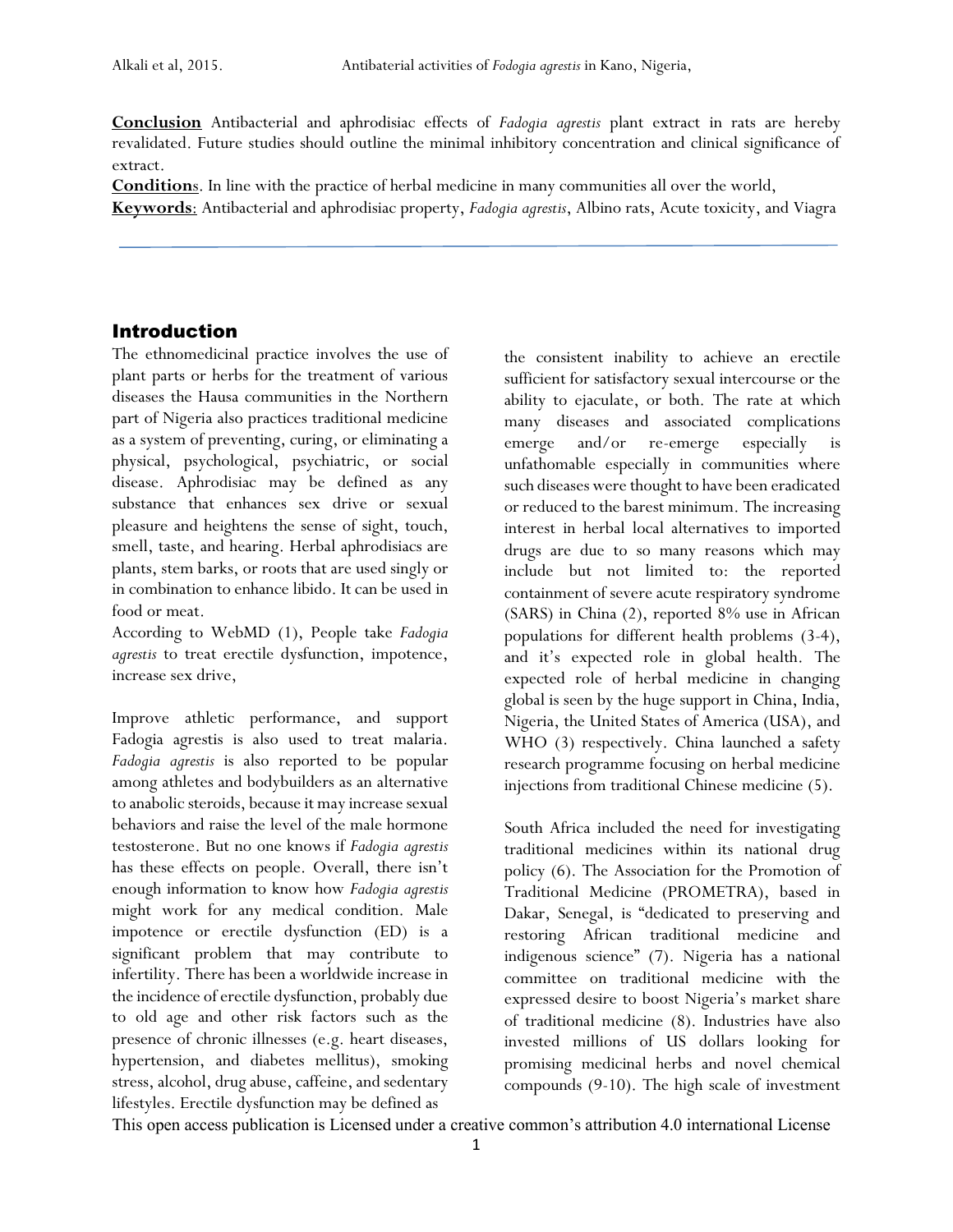**Conclusion** Antibacterial and aphrodisiac effects of *Fadogia agrestis* plant extract in rats are hereby revalidated. Future studies should outline the minimal inhibitory concentration and clinical significance of extract.

**Conditions**. In line with the practice of herbal medicine in many communities all over the world,

**Keywords**: Antibacterial and aphrodisiac property, *Fadogia agrestis*, Albino rats, Acute toxicity, and Viagra

## Introduction

The ethnomedicinal practice involves the use of plant parts or herbs for the treatment of various diseases the Hausa communities in the Northern part of Nigeria also practices traditional medicine as a system of preventing, curing, or eliminating a physical, psychological, psychiatric, or social disease. Aphrodisiac may be defined as any substance that enhances sex drive or sexual pleasure and heightens the sense of sight, touch, smell, taste, and hearing. Herbal aphrodisiacs are plants, stem barks, or roots that are used singly or in combination to enhance libido. It can be used in food or meat.

According to WebMD (1), People take *Fadogia agrestis* to treat erectile dysfunction, impotence, increase sex drive,

Improve athletic performance, and support Fadogia agrestis is also used to treat malaria. *Fadogia agrestis* is also reported to be popular among athletes and bodybuilders as an alternative to anabolic steroids, because it may increase sexual behaviors and raise the level of the male hormone testosterone. But no one knows if *Fadogia agrestis* has these effects on people. Overall, there isn't enough information to know how *Fadogia agrestis* might work for any medical condition. Male impotence or erectile dysfunction (ED) is a significant problem that may contribute to infertility. There has been a worldwide increase in the incidence of erectile dysfunction, probably due to old age and other risk factors such as the presence of chronic illnesses (e.g. heart diseases, hypertension, and diabetes mellitus), smoking stress, alcohol, drug abuse, caffeine, and sedentary lifestyles. Erectile dysfunction may be defined as the consistent inability to achieve an erectile sufficient for satisfactory sexual intercourse or the ability to ejaculate, or both. The rate at which many diseases and associated complications emerge and/or re-emerge especially is unfathomable especially in communities where such diseases were thought to have been eradicated or reduced to the barest minimum. The increasing interest in herbal local alternatives to imported drugs are due to so many reasons which may include but not limited to: the reported containment of severe acute respiratory syndrome (SARS) in China (2), reported 8% use in African populations for different health problems (3-4), and it's expected role in global health. The expected role of herbal medicine in changing global is seen by the huge support in China, India, Nigeria, the United States of America (USA), and WHO (3) respectively. China launched a safety research programme focusing on herbal medicine injections from traditional Chinese medicine (5).

South Africa included the need for investigating traditional medicines within its national drug policy (6). The Association for the Promotion of Traditional Medicine (PROMETRA), based in Dakar, Senegal, is "dedicated to preserving and restoring African traditional medicine and indigenous science" (7). Nigeria has a national committee on traditional medicine with the expressed desire to boost Nigeria's market share of traditional medicine (8). Industries have also invested millions of US dollars looking for promising medicinal herbs and novel chemical compounds (9-10). The high scale of investment

This open access publication is Licensed under a creative common's attribution 4.0 international License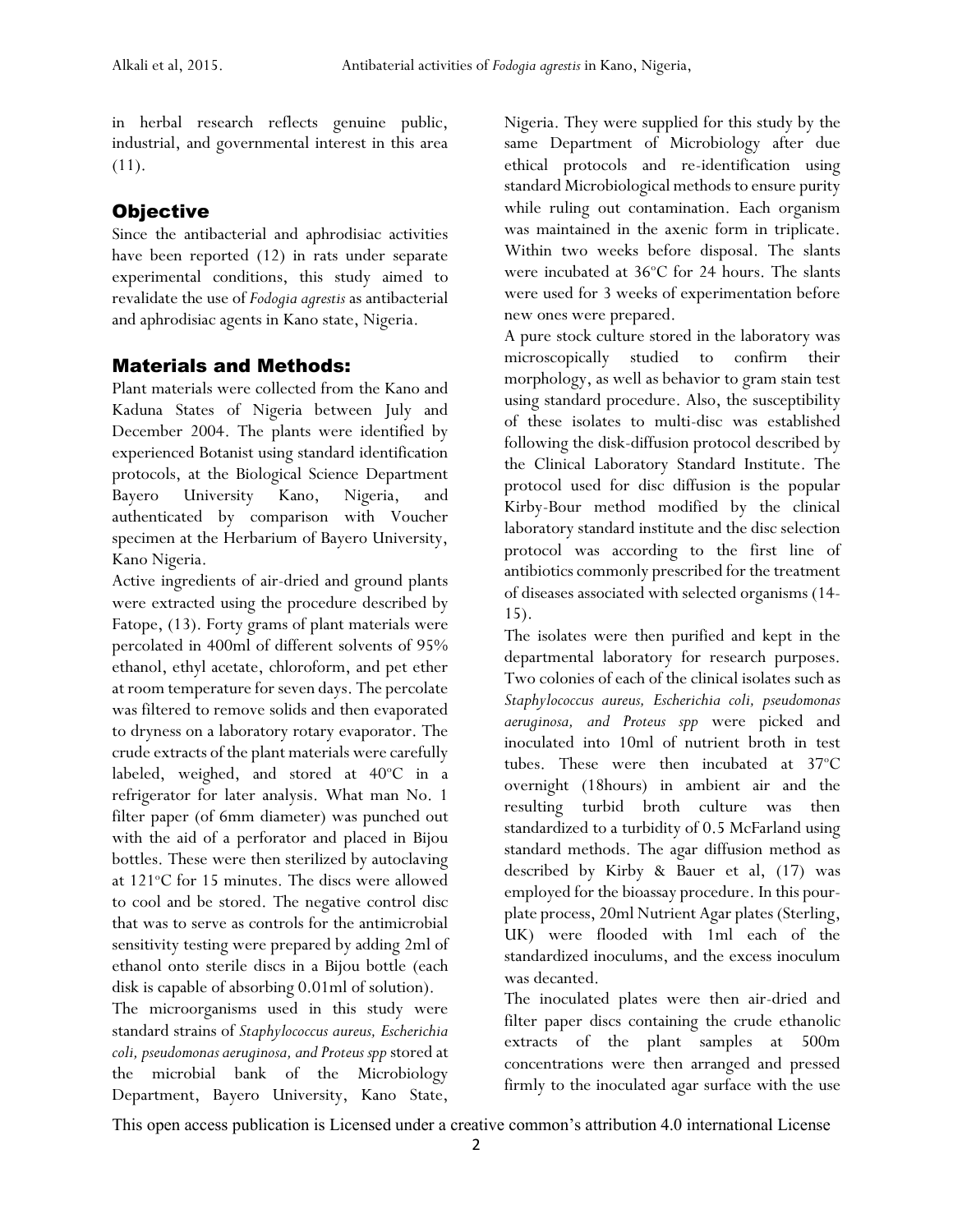in herbal research reflects genuine public, industrial, and governmental interest in this area (11).

## Objective

Since the antibacterial and aphrodisiac activities have been reported (12) in rats under separate experimental conditions, this study aimed to revalidate the use of *Fodogia agrestis* as antibacterial and aphrodisiac agents in Kano state, Nigeria.

## Materials and Methods:

Plant materials were collected from the Kano and Kaduna States of Nigeria between July and December 2004. The plants were identified by experienced Botanist using standard identification protocols, at the Biological Science Department Bayero University Kano, Nigeria, and authenticated by comparison with Voucher specimen at the Herbarium of Bayero University, Kano Nigeria.

Active ingredients of air-dried and ground plants were extracted using the procedure described by Fatope, (13). Forty grams of plant materials were percolated in 400ml of different solvents of 95% ethanol, ethyl acetate, chloroform, and pet ether at room temperature for seven days. The percolate was filtered to remove solids and then evaporated to dryness on a laboratory rotary evaporator. The crude extracts of the plant materials were carefully labeled, weighed, and stored at 40°C in a refrigerator for later analysis. What man No. 1 filter paper (of 6mm diameter) was punched out with the aid of a perforator and placed in Bijou bottles. These were then sterilized by autoclaving at 121°C for 15 minutes. The discs were allowed to cool and be stored. The negative control disc that was to serve as controls for the antimicrobial sensitivity testing were prepared by adding 2ml of ethanol onto sterile discs in a Bijou bottle (each disk is capable of absorbing 0.01ml of solution).

The microorganisms used in this study were standard strains of *Staphylococcus aureus, Escherichia coli, pseudomonas aeruginosa, and Proteus spp* stored at the microbial bank of the Microbiology Department, Bayero University, Kano State, Nigeria. They were supplied for this study by the same Department of Microbiology after due ethical protocols and re-identification using standard Microbiological methods to ensure purity while ruling out contamination. Each organism was maintained in the axenic form in triplicate. Within two weeks before disposal. The slants were incubated at 36°C for 24 hours. The slants were used for 3 weeks of experimentation before new ones were prepared.

A pure stock culture stored in the laboratory was microscopically studied to confirm their morphology, as well as behavior to gram stain test using standard procedure. Also, the susceptibility of these isolates to multi-disc was established following the disk-diffusion protocol described by the Clinical Laboratory Standard Institute. The protocol used for disc diffusion is the popular Kirby-Bour method modified by the clinical laboratory standard institute and the disc selection protocol was according to the first line of antibiotics commonly prescribed for the treatment of diseases associated with selected organisms (14-15).

The isolates were then purified and kept in the departmental laboratory for research purposes. Two colonies of each of the clinical isolates such as *Staphylococcus aureus, Escherichia coli, pseudomonas aeruginosa, and Proteus spp* were picked and inoculated into 10ml of nutrient broth in test tubes. These were then incubated at 37°C overnight (18hours) in ambient air and the resulting turbid broth culture was then standardized to a turbidity of 0.5 McFarland using standard methods. The agar diffusion method as described by Kirby & Bauer et al, (17) was employed for the bioassay procedure. In this pour-plate process, 20ml Nutrient Agar plates (Sterling, UK) were flooded with 1ml each of the standardized inoculums, and the excess inoculum was decanted.

The inoculated plates were then air-dried and filter paper discs containing the crude ethanolic extracts of the plant samples at 500m concentrations were then arranged and pressed firmly to the inoculated agar surface with the use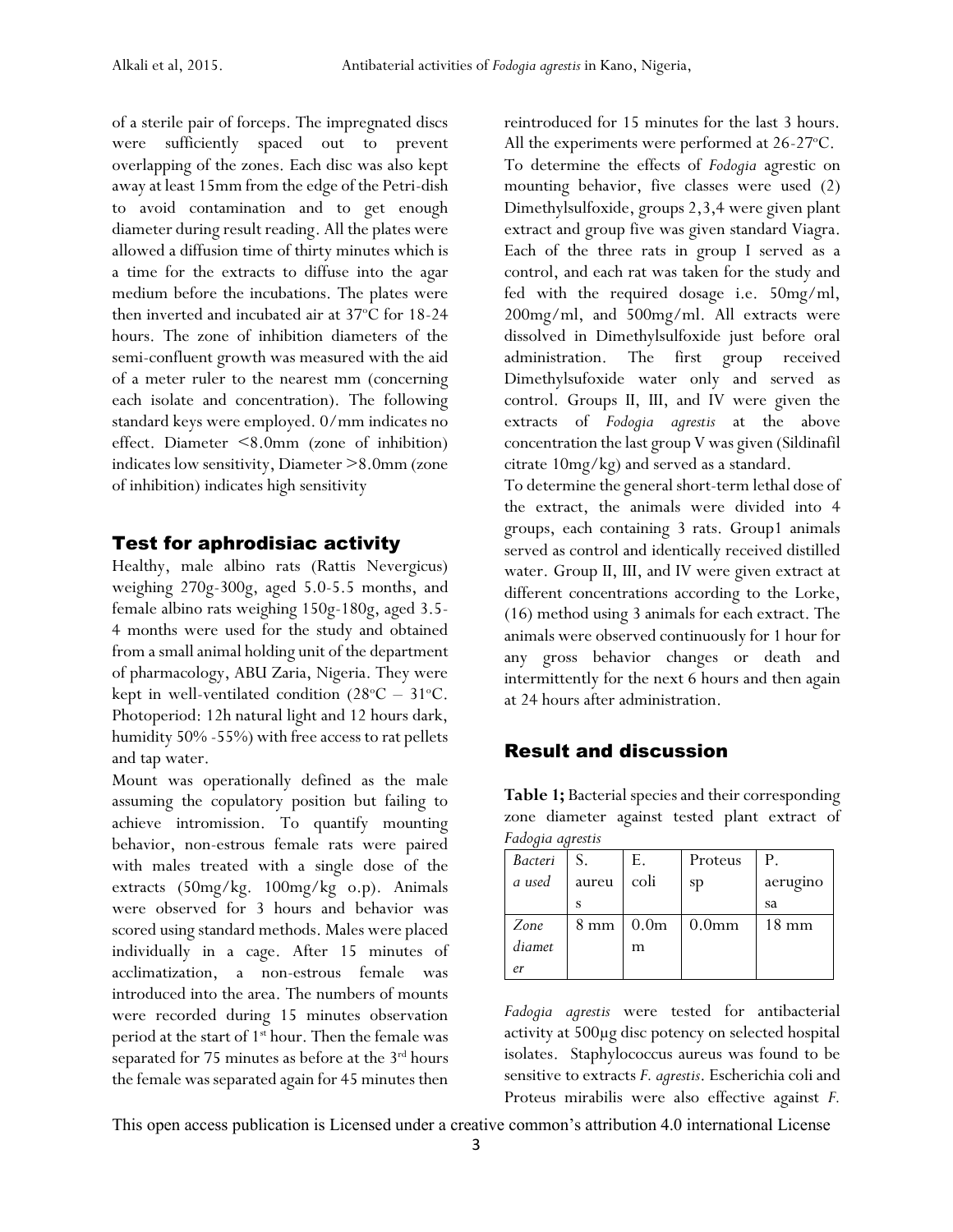of a sterile pair of forceps. The impregnated discs were sufficiently spaced out to prevent overlapping of the zones. Each disc was also kept away at least 15mm from the edge of the Petri-dish to avoid contamination and to get enough diameter during result reading. All the plates were allowed a diffusion time of thirty minutes which is a time for the extracts to diffuse into the agar medium before the incubations. The plates were then inverted and incubated air at 37°C for 18-24 hours. The zone of inhibition diameters of the semi-confluent growth was measured with the aid of a meter ruler to the nearest mm (concerning each isolate and concentration). The following standard keys were employed. 0/mm indicates no effect. Diameter <8.0mm (zone of inhibition) indicates low sensitivity, Diameter >8.0mm (zone of inhibition) indicates high sensitivity

## Test for aphrodisiac activity

Healthy, male albino rats (Rattis Nevergicus) weighing 270g-300g, aged 5.0-5.5 months, and female albino rats weighing 150g-180g, aged 3.5-4 months were used for the study and obtained from a small animal holding unit of the department of pharmacology, ABU Zaria, Nigeria. They were kept in well-ventilated condition (28°C – 31°C. Photoperiod: 12h natural light and 12 hours dark, humidity 50% -55%) with free access to rat pellets and tap water.

Mount was operationally defined as the male assuming the copulatory position but failing to achieve intromission. To quantify mounting behavior, non-estrous female rats were paired with males treated with a single dose of the extracts (50mg/kg. 100mg/kg o.p). Animals were observed for 3 hours and behavior was scored using standard methods. Males were placed individually in a cage. After 15 minutes of acclimatization, a non-estrous female was introduced into the area. The numbers of mounts were recorded during 15 minutes observation period at the start of 1st hour. Then the female was separated for 75 minutes as before at the 3rd hours the female was separated again for 45 minutes then reintroduced for 15 minutes for the last 3 hours. All the experiments were performed at 26-27°C.

To determine the effects of *Fodogia* agrestic on mounting behavior, five classes were used (2) Dimethylsulfoxide, groups 2,3,4 were given plant extract and group five was given standard Viagra. Each of the three rats in group I served as a control, and each rat was taken for the study and fed with the required dosage i.e. 50mg/ml, 200mg/ml, and 500mg/ml. All extracts were dissolved in Dimethylsulfoxide just before oral administration. The first group received Dimethylsufoxide water only and served as control. Groups II, III, and IV were given the extracts of *Fodogia agrestis* at the above concentration the last group V was given (Sildinafil citrate 10mg/kg) and served as a standard.

To determine the general short-term lethal dose of the extract, the animals were divided into 4 groups, each containing 3 rats. Group1 animals served as control and identically received distilled water. Group II, III, and IV were given extract at different concentrations according to the Lorke, (16) method using 3 animals for each extract. The animals were observed continuously for 1 hour for any gross behavior changes or death and intermittently for the next 6 hours and then again at 24 hours after administration.

## Result and discussion

**Table 1;** Bacterial species and their corresponding zone diameter against tested plant extract of *Fadogia agrestis*

| *Bacteria used* | S. aureus | E. coli | Proteus sp | P. aeruginosa |
|---|---|---|---|---|
| *Zone diameter* | 8 mm | 0.0mm | 0.0mm | 18 mm |

*Fadogia agrestis* were tested for antibacterial activity at 500μg disc potency on selected hospital isolates. Staphylococcus aureus was found to be sensitive to extracts *F. agrestis*. Escherichia coli and Proteus mirabilis were also effective against *F.*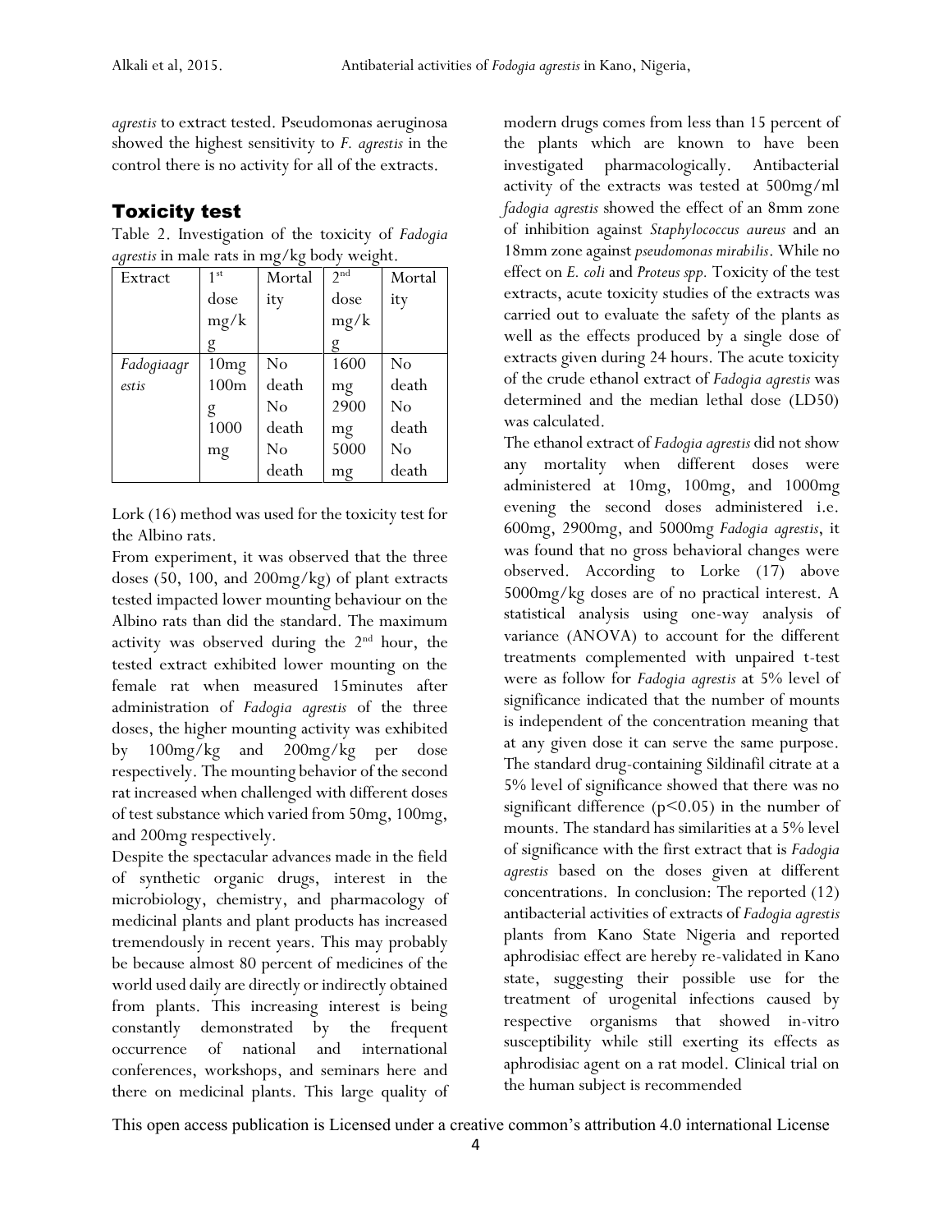*agrestis* to extract tested. Pseudomonas aeruginosa showed the highest sensitivity to *F. agrestis* in the control there is no activity for all of the extracts.

## Toxicity test

Table 2. Investigation of the toxicity of *Fadogia agrestis* in male rats in mg/kg body weight.

| Extract | 1st dose mg/kg | Mortality | 2nd dose mg/kg | Mortality |
|---|---|---|---|---|
| *Fadogiaagrestis* | 10mg<br>100mg<br>1000 mg | No death<br>No death<br>No death | 1600 mg<br>2900 mg<br>5000 mg | No death<br>No death<br>No death |

Lork (16) method was used for the toxicity test for the Albino rats.

From experiment, it was observed that the three doses (50, 100, and 200mg/kg) of plant extracts tested impacted lower mounting behaviour on the Albino rats than did the standard. The maximum activity was observed during the 2nd hour, the tested extract exhibited lower mounting on the female rat when measured 15minutes after administration of *Fadogia agrestis* of the three doses, the higher mounting activity was exhibited by 100mg/kg and 200mg/kg per dose respectively. The mounting behavior of the second rat increased when challenged with different doses of test substance which varied from 50mg, 100mg, and 200mg respectively.

Despite the spectacular advances made in the field of synthetic organic drugs, interest in the microbiology, chemistry, and pharmacology of medicinal plants and plant products has increased tremendously in recent years. This may probably be because almost 80 percent of medicines of the world used daily are directly or indirectly obtained from plants. This increasing interest is being constantly demonstrated by the frequent occurrence of national and international conferences, workshops, and seminars here and there on medicinal plants. This large quality of modern drugs comes from less than 15 percent of the plants which are known to have been investigated pharmacologically. Antibacterial activity of the extracts was tested at 500mg/ml *fadogia agrestis* showed the effect of an 8mm zone of inhibition against *Staphylococcus aureus* and an 18mm zone against *pseudomonas mirabilis*. While no effect on *E. coli* and *Proteus spp.* Toxicity of the test extracts, acute toxicity studies of the extracts was carried out to evaluate the safety of the plants as well as the effects produced by a single dose of extracts given during 24 hours. The acute toxicity of the crude ethanol extract of *Fadogia agrestis* was determined and the median lethal dose (LD50) was calculated.

The ethanol extract of *Fadogia agrestis* did not show any mortality when different doses were administered at 10mg, 100mg, and 1000mg evening the second doses administered i.e. 600mg, 2900mg, and 5000mg *Fadogia agrestis*, it was found that no gross behavioral changes were observed. According to Lorke (17) above 5000mg/kg doses are of no practical interest. A statistical analysis using one-way analysis of variance (ANOVA) to account for the different treatments complemented with unpaired t-test were as follow for *Fadogia agrestis* at 5% level of significance indicated that the number of mounts is independent of the concentration meaning that at any given dose it can serve the same purpose. The standard drug-containing Sildinafil citrate at a 5% level of significance showed that there was no significant difference ($p<0.05$) in the number of mounts. The standard has similarities at a 5% level of significance with the first extract that is *Fadogia agrestis* based on the doses given at different concentrations. In conclusion: The reported (12) antibacterial activities of extracts of *Fadogia agrestis* plants from Kano State Nigeria and reported aphrodisiac effect are hereby re-validated in Kano state, suggesting their possible use for the treatment of urogenital infections caused by respective organisms that showed in-vitro susceptibility while still exerting its effects as aphrodisiac agent on a rat model. Clinical trial on the human subject is recommended

This open access publication is Licensed under a creative common's attribution 4.0 international License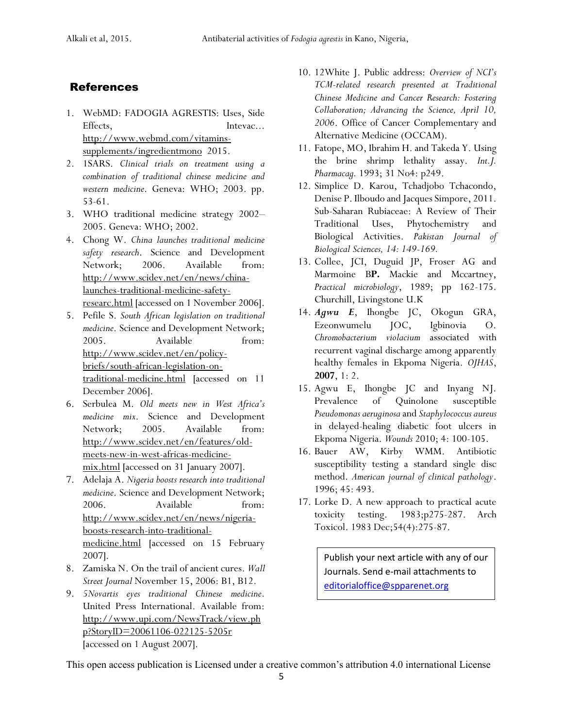## References

1. WebMD: FADOGIA AGRESTIS: Uses, Side Effects, Intevac... http://www.webmd.com/vitamins-supplements/ingredientmono 2015.
2. 1SARS. *Clinical trials on treatment using a combination of traditional chinese medicine and western medicine*. Geneva: WHO; 2003. pp. 53-61.
3. WHO traditional medicine strategy 2002–2005. Geneva: WHO; 2002.
4. Chong W. *China launches traditional medicine safety research*. Science and Development Network; 2006. Available from: http://www.scidev.net/en/news/china-launches-traditional-medicine-safety-researc.html [accessed on 1 November 2006].
5. Pefile S. *South African legislation on traditional medicine*. Science and Development Network; 2005. Available from: http://www.scidev.net/en/policy-briefs/south-african-legislation-on-traditional-medicine.html [accessed on 11 December 2006].
6. Serbulea M. *Old meets new in West Africa's medicine mix*. Science and Development Network; 2005. Available from: http://www.scidev.net/en/features/old-meets-new-in-west-africas-medicine-mix.html [accessed on 31 January 2007].
7. Adelaja A. *Nigeria boosts research into traditional medicine*. Science and Development Network; 2006. Available from: http://www.scidev.net/en/news/nigeria-boosts-research-into-traditional-medicine.html [accessed on 15 February 2007].
8. Zamiska N. On the trail of ancient cures. *Wall Street Journal* November 15, 2006: B1, B12.
9. *5Novartis eyes traditional Chinese medicine*. United Press International. Available from: http://www.upi.com/NewsTrack/view.php?StoryID=20061106-022125-5205r [accessed on 1 August 2007].
10. 12White J. Public address: *Overview of NCI's TCM-related research presented at Traditional Chinese Medicine and Cancer Research: Fostering Collaboration; Advancing the Science, April 10, 2006*. Office of Cancer Complementary and Alternative Medicine (OCCAM).
11. Fatope, MO, Ibrahim H. and Takeda Y. Using the brine shrimp lethality assay. *Int.J. Pharmacag.* 1993; 31 No4: p249.
12. Simplice D. Karou, Tchadjobo Tchacondo, Denise P. Ilboudo and Jacques Simpore, 2011. Sub-Saharan Rubiaceae: A Review of Their Traditional Uses, Phytochemistry and Biological Activities. *Pakistan Journal of Biological Sciences, 14: 149-169.*
13. Collee, JCI, Duguid JP, Froser AG and Marmoine B**P.** Mackie and Mccartney, *Practical microbiology*, 1989; pp 162-175. Churchill, Livingstone U.K
14. ***Agwu E***, Ihongbe JC, Okogun GRA, Ezeonwumelu JOC, Igbinovia O. *Chromobacterium violacium* associated with recurrent vaginal discharge among apparently healthy females in Ekpoma Nigeria. *OJHAS*, **2007**, 1: 2.
15. Agwu E, Ihongbe JC and Inyang NJ. Prevalence of Quinolone susceptible *Pseudomonas aeruginosa* and *Staphylococcus aureus* in delayed-healing diabetic foot ulcers in Ekpoma Nigeria. *Wounds* 2010; 4: 100-105.
16. Bauer AW, Kirby WMM. Antibiotic susceptibility testing a standard single disc method. *American journal of clinical pathology*. 1996; 45: 493.
17. Lorke D. A new approach to practical acute toxicity testing. 1983;p275-287. Arch Toxicol. 1983 Dec;54(4):275-87.

Publish your next article with any of our Journals. Send e-mail attachments to editorialoffice@spparenet.org

This open access publication is Licensed under a creative common's attribution 4.0 international License